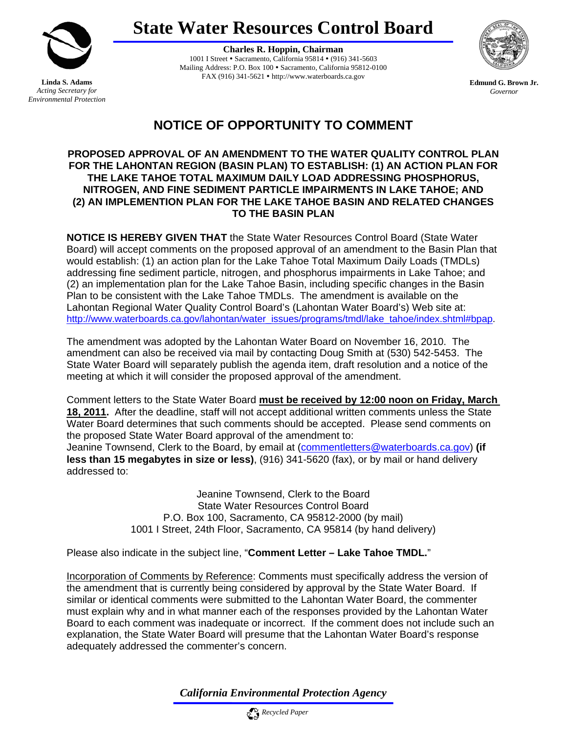# State Water Resources Control Board

**Charles R. Hoppin, Chairman**
1001 I Street • Sacramento, California 95814 • (916) 341-5603
Mailing Address: P.O. Box 100 • Sacramento, California 95812-0100
FAX (916) 341-5621 • http://www.waterboards.ca.gov

**Linda S. Adams**
*Acting Secretary for Environmental Protection*

**Edmund G. Brown Jr.**
*Governor*

## NOTICE OF OPPORTUNITY TO COMMENT

### PROPOSED APPROVAL OF AN AMENDMENT TO THE WATER QUALITY CONTROL PLAN FOR THE LAHONTAN REGION (BASIN PLAN) TO ESTABLISH: (1) AN ACTION PLAN FOR THE LAKE TAHOE TOTAL MAXIMUM DAILY LOAD ADDRESSING PHOSPHORUS, NITROGEN, AND FINE SEDIMENT PARTICLE IMPAIRMENTS IN LAKE TAHOE; AND (2) AN IMPLEMENTION PLAN FOR THE LAKE TAHOE BASIN AND RELATED CHANGES TO THE BASIN PLAN

**NOTICE IS HEREBY GIVEN THAT** the State Water Resources Control Board (State Water Board) will accept comments on the proposed approval of an amendment to the Basin Plan that would establish: (1) an action plan for the Lake Tahoe Total Maximum Daily Loads (TMDLs) addressing fine sediment particle, nitrogen, and phosphorus impairments in Lake Tahoe; and (2) an implementation plan for the Lake Tahoe Basin, including specific changes in the Basin Plan to be consistent with the Lake Tahoe TMDLs. The amendment is available on the Lahontan Regional Water Quality Control Board's (Lahontan Water Board's) Web site at: http://www.waterboards.ca.gov/lahontan/water_issues/programs/tmdl/lake_tahoe/index.shtml#bpap.

The amendment was adopted by the Lahontan Water Board on November 16, 2010. The amendment can also be received via mail by contacting Doug Smith at (530) 542-5453. The State Water Board will separately publish the agenda item, draft resolution and a notice of the meeting at which it will consider the proposed approval of the amendment.

Comment letters to the State Water Board **must be received by 12:00 noon on Friday, March 18, 2011.** After the deadline, staff will not accept additional written comments unless the State Water Board determines that such comments should be accepted. Please send comments on the proposed State Water Board approval of the amendment to:
Jeanine Townsend, Clerk to the Board, by email at (commentletters@waterboards.ca.gov) **(if less than 15 megabytes in size or less)**, (916) 341-5620 (fax), or by mail or hand delivery addressed to:

Jeanine Townsend, Clerk to the Board
State Water Resources Control Board
P.O. Box 100, Sacramento, CA 95812-2000 (by mail)
1001 I Street, 24th Floor, Sacramento, CA 95814 (by hand delivery)

Please also indicate in the subject line, "**Comment Letter – Lake Tahoe TMDL.**"

Incorporation of Comments by Reference: Comments must specifically address the version of the amendment that is currently being considered by approval by the State Water Board. If similar or identical comments were submitted to the Lahontan Water Board, the commenter must explain why and in what manner each of the responses provided by the Lahontan Water Board to each comment was inadequate or incorrect. If the comment does not include such an explanation, the State Water Board will presume that the Lahontan Water Board's response adequately addressed the commenter's concern.

*California Environmental Protection Agency*

*Recycled Paper*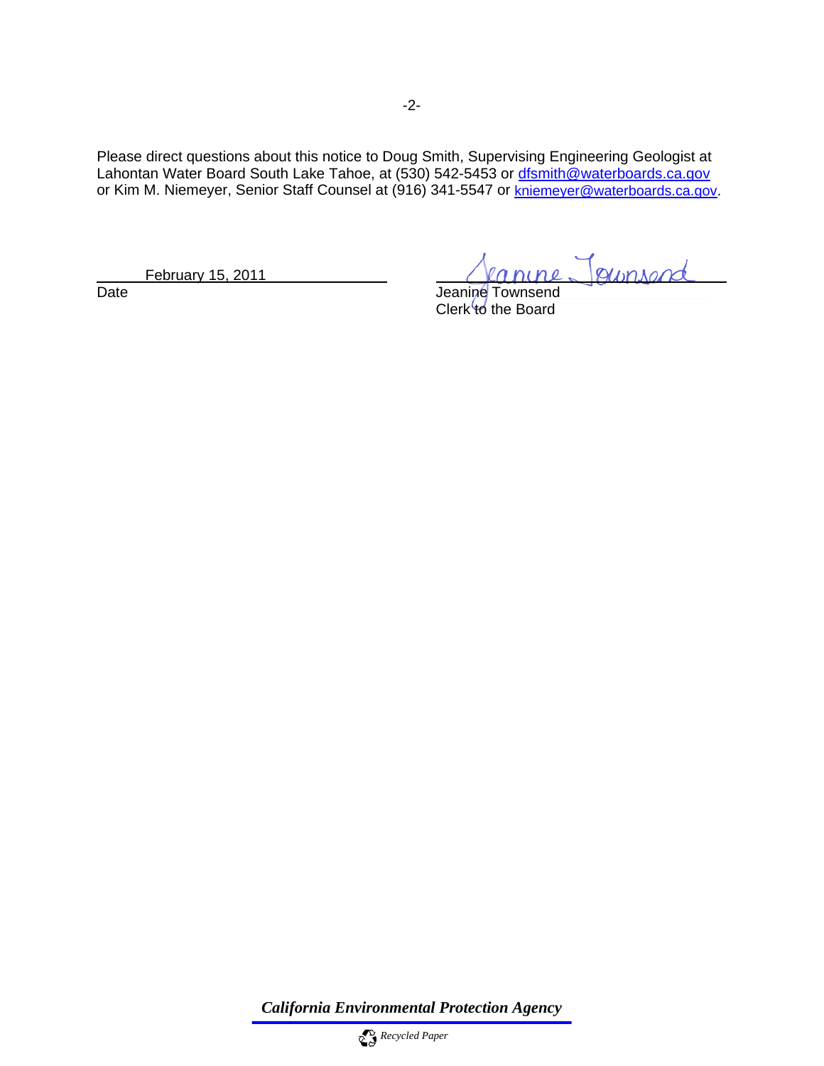Please direct questions about this notice to Doug Smith, Supervising Engineering Geologist at Lahontan Water Board South Lake Tahoe, at (530) 542-5453 or dfsmith@waterboards.ca.gov or Kim M. Niemeyer, Senior Staff Counsel at (916) 341-5547 or kniemeyer@waterboards.ca.gov.

February 15, 2011
Date

Jeanine Townsend
Clerk to the Board

***California Environmental Protection Agency***

*Recycled Paper*